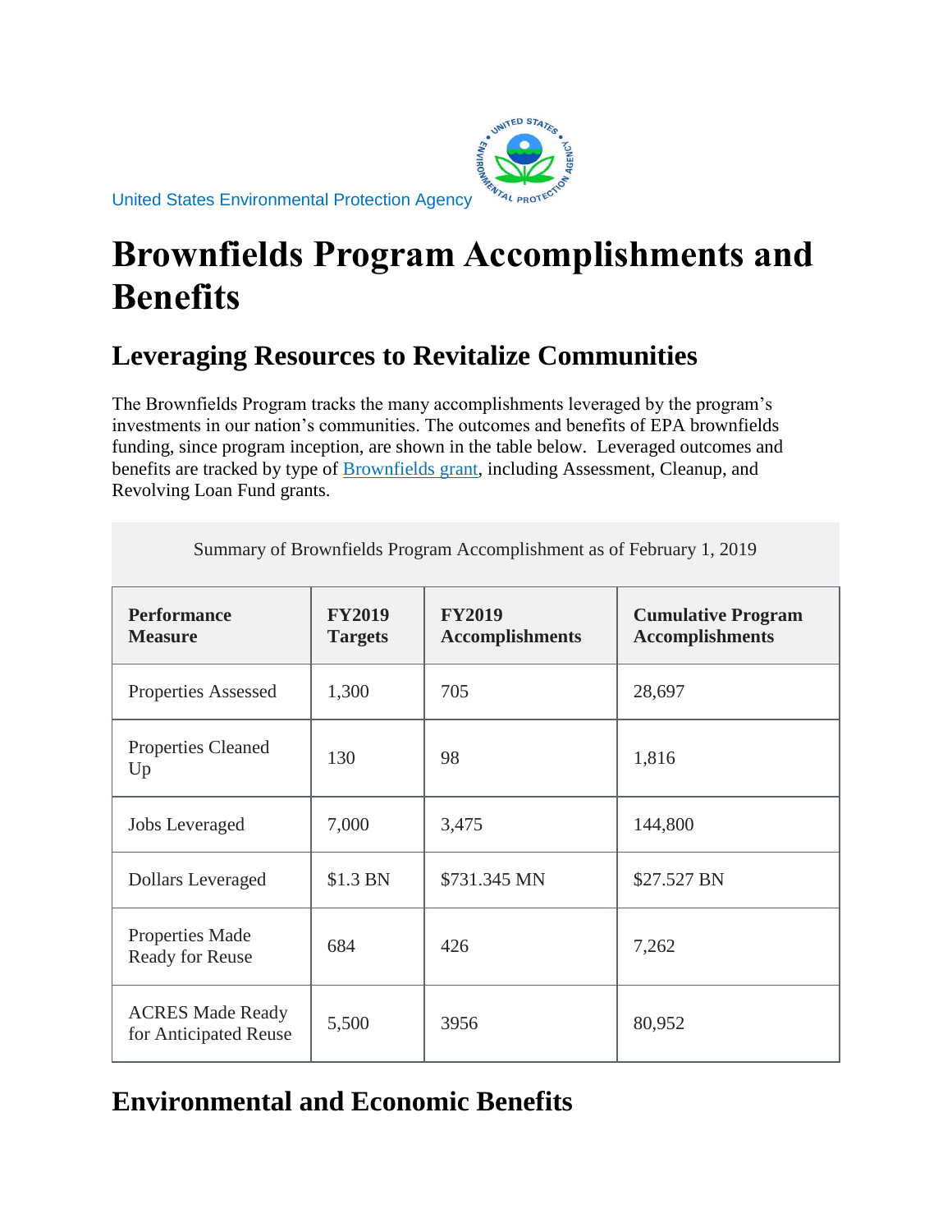United States Environmental Protection Agency

# Brownfields Program Accomplishments and Benefits

## Leveraging Resources to Revitalize Communities

The Brownfields Program tracks the many accomplishments leveraged by the program's investments in our nation's communities. The outcomes and benefits of EPA brownfields funding, since program inception, are shown in the table below. Leveraged outcomes and benefits are tracked by type of Brownfields grant, including Assessment, Cleanup, and Revolving Loan Fund grants.

Summary of Brownfields Program Accomplishment as of February 1, 2019

| Performance Measure | FY2019 Targets | FY2019 Accomplishments | Cumulative Program Accomplishments |
|---|---|---|---|
| Properties Assessed | 1,300 | 705 | 28,697 |
| Properties Cleaned Up | 130 | 98 | 1,816 |
| Jobs Leveraged | 7,000 | 3,475 | 144,800 |
| Dollars Leveraged | $1.3 BN | $731.345 MN | $27.527 BN |
| Properties Made Ready for Reuse | 684 | 426 | 7,262 |
| ACRES Made Ready for Anticipated Reuse | 5,500 | 3956 | 80,952 |

## Environmental and Economic Benefits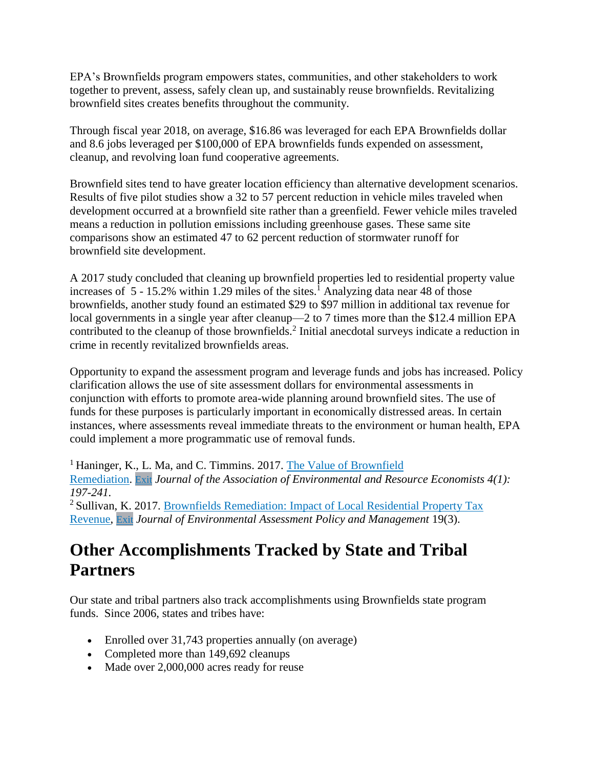EPA's Brownfields program empowers states, communities, and other stakeholders to work together to prevent, assess, safely clean up, and sustainably reuse brownfields. Revitalizing brownfield sites creates benefits throughout the community.

Through fiscal year 2018, on average, $16.86 was leveraged for each EPA Brownfields dollar and 8.6 jobs leveraged per $100,000 of EPA brownfields funds expended on assessment, cleanup, and revolving loan fund cooperative agreements.

Brownfield sites tend to have greater location efficiency than alternative development scenarios. Results of five pilot studies show a 32 to 57 percent reduction in vehicle miles traveled when development occurred at a brownfield site rather than a greenfield. Fewer vehicle miles traveled means a reduction in pollution emissions including greenhouse gases. These same site comparisons show an estimated 47 to 62 percent reduction of stormwater runoff for brownfield site development.

A 2017 study concluded that cleaning up brownfield properties led to residential property value increases of 5 - 15.2% within 1.29 miles of the sites.[1] Analyzing data near 48 of those brownfields, another study found an estimated $29 to $97 million in additional tax revenue for local governments in a single year after cleanup—2 to 7 times more than the $12.4 million EPA contributed to the cleanup of those brownfields.[2] Initial anecdotal surveys indicate a reduction in crime in recently revitalized brownfields areas.

Opportunity to expand the assessment program and leverage funds and jobs has increased. Policy clarification allows the use of site assessment dollars for environmental assessments in conjunction with efforts to promote area-wide planning around brownfield sites. The use of funds for these purposes is particularly important in economically distressed areas. In certain instances, where assessments reveal immediate threats to the environment or human health, EPA could implement a more programmatic use of removal funds.

[1] Haninger, K., L. Ma, and C. Timmins. 2017. The Value of Brownfield Remediation. Exit *Journal of the Association of Environmental and Resource Economists 4(1): 197-241*.
[2] Sullivan, K. 2017. Brownfields Remediation: Impact of Local Residential Property Tax Revenue, Exit *Journal of Environmental Assessment Policy and Management* 19(3).

# Other Accomplishments Tracked by State and Tribal Partners

Our state and tribal partners also track accomplishments using Brownfields state program funds. Since 2006, states and tribes have:

- Enrolled over 31,743 properties annually (on average)
- Completed more than 149,692 cleanups
- Made over 2,000,000 acres ready for reuse